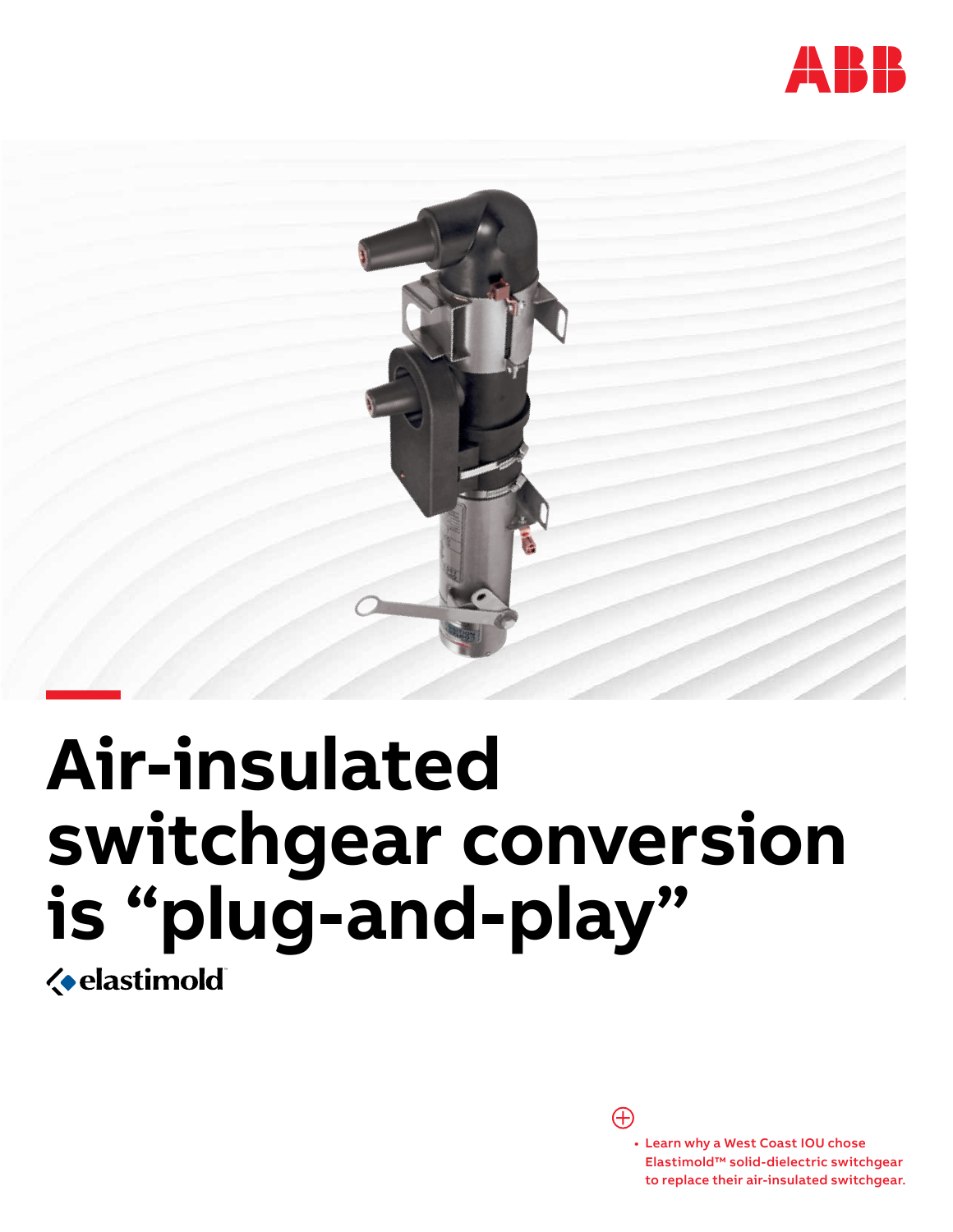# Air-insulated switchgear conversion is "plug-and-play"

elastimold

- Learn why a West Coast IOU chose Elastimold™ solid-dielectric switchgear to replace their air-insulated switchgear.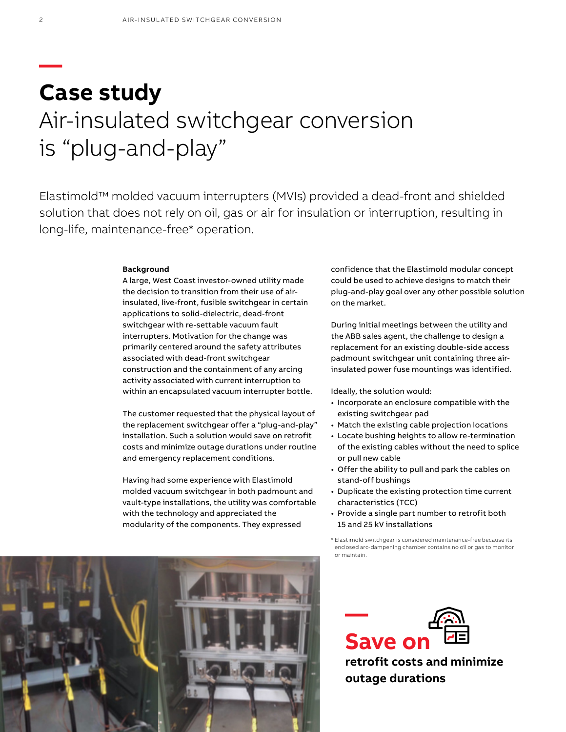# Case study
## Air-insulated switchgear conversion is "plug-and-play"

Elastimold™ molded vacuum interrupters (MVIs) provided a dead-front and shielded solution that does not rely on oil, gas or air for insulation or interruption, resulting in long-life, maintenance-free* operation.

**Background**

A large, West Coast investor-owned utility made the decision to transition from their use of air-insulated, live-front, fusible switchgear in certain applications to solid-dielectric, dead-front switchgear with re-settable vacuum fault interrupters. Motivation for the change was primarily centered around the safety attributes associated with dead-front switchgear construction and the containment of any arcing activity associated with current interruption to within an encapsulated vacuum interrupter bottle.

The customer requested that the physical layout of the replacement switchgear offer a "plug-and-play" installation. Such a solution would save on retrofit costs and minimize outage durations under routine and emergency replacement conditions.

Having had some experience with Elastimold molded vacuum switchgear in both padmount and vault-type installations, the utility was comfortable with the technology and appreciated the modularity of the components. They expressed confidence that the Elastimold modular concept could be used to achieve designs to match their plug-and-play goal over any other possible solution on the market.

During initial meetings between the utility and the ABB sales agent, the challenge to design a replacement for an existing double-side access padmount switchgear unit containing three air-insulated power fuse mountings was identified.

Ideally, the solution would:

- Incorporate an enclosure compatible with the existing switchgear pad
- Match the existing cable projection locations
- Locate bushing heights to allow re-termination of the existing cables without the need to splice or pull new cable
- Offer the ability to pull and park the cables on stand-off bushings
- Duplicate the existing protection time current characteristics (TCC)
- Provide a single part number to retrofit both 15 and 25 kV installations

\* Elastimold switchgear is considered maintenance-free because its enclosed arc-dampening chamber contains no oil or gas to monitor or maintain.

**Save on retrofit costs and minimize outage durations**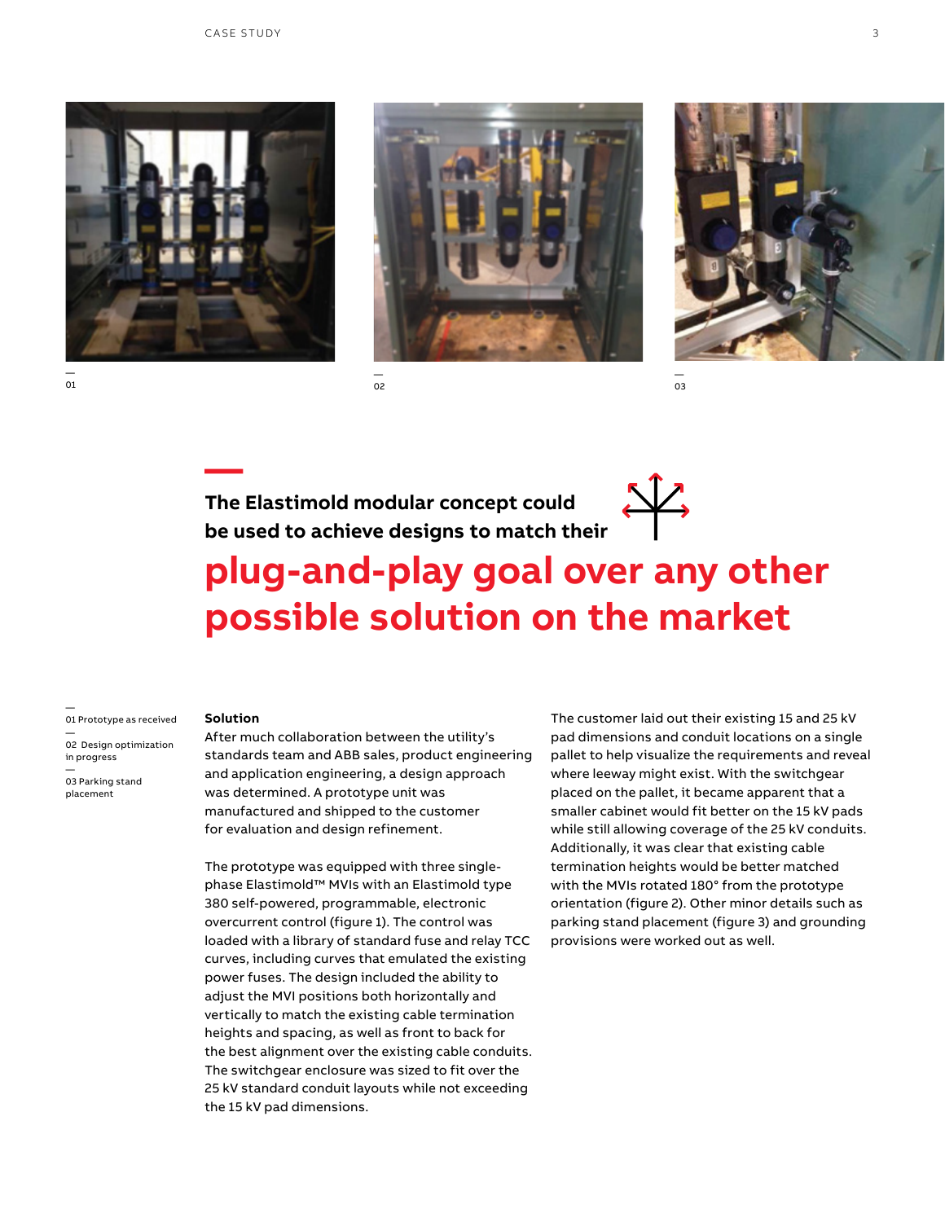01

02

03

The Elastimold modular concept could be used to achieve designs to match their **plug-and-play goal over any other possible solution on the market**

01 Prototype as received

02 Design optimization in progress

03 Parking stand placement

**Solution**

After much collaboration between the utility's standards team and ABB sales, product engineering and application engineering, a design approach was determined. A prototype unit was manufactured and shipped to the customer for evaluation and design refinement.

The prototype was equipped with three single-phase Elastimold™ MVIs with an Elastimold type 380 self-powered, programmable, electronic overcurrent control (figure 1). The control was loaded with a library of standard fuse and relay TCC curves, including curves that emulated the existing power fuses. The design included the ability to adjust the MVI positions both horizontally and vertically to match the existing cable termination heights and spacing, as well as front to back for the best alignment over the existing cable conduits. The switchgear enclosure was sized to fit over the 25 kV standard conduit layouts while not exceeding the 15 kV pad dimensions.

The customer laid out their existing 15 and 25 kV pad dimensions and conduit locations on a single pallet to help visualize the requirements and reveal where leeway might exist. With the switchgear placed on the pallet, it became apparent that a smaller cabinet would fit better on the 15 kV pads while still allowing coverage of the 25 kV conduits. Additionally, it was clear that existing cable termination heights would be better matched with the MVIs rotated 180° from the prototype orientation (figure 2). Other minor details such as parking stand placement (figure 3) and grounding provisions were worked out as well.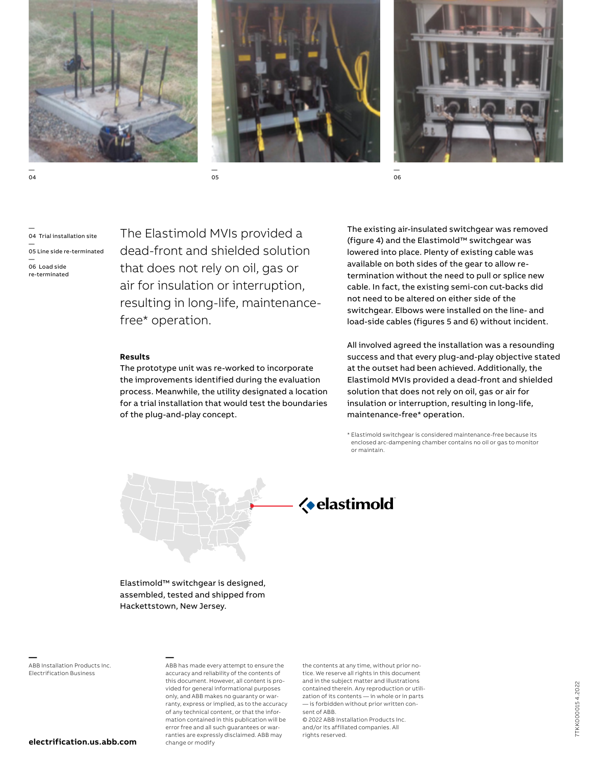04 Trial installation site

05 Line side re-terminated

06 Load side re-terminated

The Elastimold MVIs provided a dead-front and shielded solution that does not rely on oil, gas or air for insulation or interruption, resulting in long-life, maintenance-free* operation.

### Results

The prototype unit was re-worked to incorporate the improvements identified during the evaluation process. Meanwhile, the utility designated a location for a trial installation that would test the boundaries of the plug-and-play concept.

The existing air-insulated switchgear was removed (figure 4) and the Elastimold™ switchgear was lowered into place. Plenty of existing cable was available on both sides of the gear to allow re-termination without the need to pull or splice new cable. In fact, the existing semi-con cut-backs did not need to be altered on either side of the switchgear. Elbows were installed on the line- and load-side cables (figures 5 and 6) without incident.

All involved agreed the installation was a resounding success and that every plug-and-play objective stated at the outset had been achieved. Additionally, the Elastimold MVIs provided a dead-front and shielded solution that does not rely on oil, gas or air for insulation or interruption, resulting in long-life, maintenance-free* operation.

* Elastimold switchgear is considered maintenance-free because its enclosed arc-dampening chamber contains no oil or gas to monitor or maintain.

elastimold

Elastimold™ switchgear is designed, assembled, tested and shipped from Hackettstown, New Jersey.

ABB Installation Products Inc.
Electrification Business

**electrification.us.abb.com**

ABB has made every attempt to ensure the accuracy and reliability of the contents of this document. However, all content is provided for general informational purposes only, and ABB makes no guaranty or warranty, express or implied, as to the accuracy of any technical content, or that the information contained in this publication will be error free and all such guarantees or warranties are expressly disclaimed. ABB may change or modify the contents at any time, without prior notice. We reserve all rights in this document and in the subject matter and illustrations contained therein. Any reproduction or utilization of its contents — in whole or in parts — is forbidden without prior written consent of ABB.
© 2022 ABB Installation Products Inc. and/or its affiliated companies. All rights reserved.

7TKK000015 4.2022